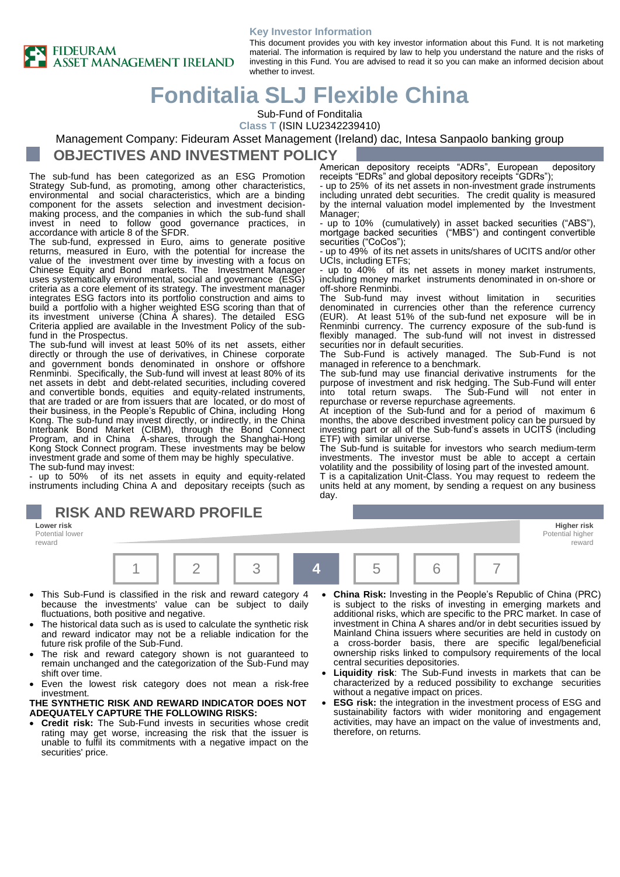FIDEURAM ASSET MANAGEMENT IRELAND

**Key Investor Information**

This document provides you with key investor information about this Fund. It is not marketing material. The information is required by law to help you understand the nature and the risks of investing in this Fund. You are advised to read it so you can make an informed decision about whether to invest.

# Fonditalia SLJ Flexible China

Sub-Fund of Fonditalia

Class T (ISIN LU2342239410)

Management Company: Fideuram Asset Management (Ireland) dac, Intesa Sanpaolo banking group

## OBJECTIVES AND INVESTMENT POLICY

The sub-fund has been categorized as an ESG Promotion Strategy Sub-fund, as promoting, among other characteristics, environmental and social characteristics, which are a binding component for the assets selection and investment decision-making process, and the companies in which the sub-fund shall invest in need to follow good governance practices, in accordance with article 8 of the SFDR.

The sub-fund, expressed in Euro, aims to generate positive returns, measured in Euro, with the potential for increase the value of the investment over time by investing with a focus on Chinese Equity and Bond markets. The Investment Manager uses systematically environmental, social and governance (ESG) criteria as a core element of its strategy. The investment manager integrates ESG factors into its portfolio construction and aims to build a portfolio with a higher weighted ESG scoring than that of its investment universe (China A shares). The detailed ESG Criteria applied are available in the Investment Policy of the sub-fund in the Prospectus.

The sub-fund will invest at least 50% of its net assets, either directly or through the use of derivatives, in Chinese corporate and government bonds denominated in onshore or offshore Renminbi. Specifically, the Sub-fund will invest at least 80% of its net assets in debt and debt-related securities, including covered and convertible bonds, equities and equity-related instruments, that are traded or are from issuers that are located, or do most of their business, in the People's Republic of China, including Hong Kong. The sub-fund may invest directly, or indirectly, in the China Interbank Bond Market (CIBM), through the Bond Connect Program, and in China A-shares, through the Shanghai-Hong Kong Stock Connect program. These investments may be below investment grade and some of them may be highly speculative.

The sub-fund may invest:

- up to 50% of its net assets in equity and equity-related instruments including China A and depositary receipts (such as American depository receipts "ADRs", European depository receipts "EDRs" and global depository receipts "GDRs");
- up to 25% of its net assets in non-investment grade instruments including unrated debt securities. The credit quality is measured by the internal valuation model implemented by the Investment Manager;
- up to 10% (cumulatively) in asset backed securities ("ABS"), mortgage backed securities ("MBS") and contingent convertible securities ("CoCos");
- up to 49% of its net assets in units/shares of UCITS and/or other UCIs, including ETFs;
- up to 40% of its net assets in money market instruments, including money market instruments denominated in on-shore or off-shore Renminbi.

The Sub-fund may invest without limitation in securities denominated in currencies other than the reference currency (EUR). At least 51% of the sub-fund net exposure will be in Renminbi currency. The currency exposure of the sub-fund is flexibly managed. The sub-fund will not invest in distressed securities nor in default securities.

The Sub-Fund is actively managed. The Sub-Fund is not managed in reference to a benchmark.

The sub-fund may use financial derivative instruments for the purpose of investment and risk hedging. The Sub-Fund will enter into total return swaps. The Sub-Fund will not enter in repurchase or reverse repurchase agreements.

At inception of the Sub-fund and for a period of maximum 6 months, the above described investment policy can be pursued by investing part or all of the Sub-fund's assets in UCITS (including ETF) with similar universe.

The Sub-Fund is suitable for investors who search medium-term investments. The investor must be able to accept a certain volatility and the possibility of losing part of the invested amount.

T is a capitalization Unit-Class. You may request to redeem the units held at any moment, by sending a request on any business day.

## RISK AND REWARD PROFILE

| Lower risk<br>Potential lower reward | | | | | | Higher risk<br>Potential higher reward |
|---|---|---|---|---|---|---|
| 1 | 2 | 3 | **4** | 5 | 6 | 7 |

- This Sub-Fund is classified in the risk and reward category 4 because the investments' value can be subject to daily fluctuations, both positive and negative.
- The historical data such as is used to calculate the synthetic risk and reward indicator may not be a reliable indication for the future risk profile of the Sub-Fund.
- The risk and reward category shown is not guaranteed to remain unchanged and the categorization of the Sub-Fund may shift over time.
- Even the lowest risk category does not mean a risk-free investment.

**THE SYNTHETIC RISK AND REWARD INDICATOR DOES NOT ADEQUATELY CAPTURE THE FOLLOWING RISKS:**

- **Credit risk:** The Sub-Fund invests in securities whose credit rating may get worse, increasing the risk that the issuer is unable to fulfil its commitments with a negative impact on the securities' price.
- **China Risk:** Investing in the People's Republic of China (PRC) is subject to the risks of investing in emerging markets and additional risks, which are specific to the PRC market. In case of investment in China A shares and/or in debt securities issued by Mainland China issuers where securities are held in custody on a cross-border basis, there are specific legal/beneficial ownership risks linked to compulsory requirements of the local central securities depositories.
- **Liquidity risk**: The Sub-Fund invests in markets that can be characterized by a reduced possibility to exchange securities without a negative impact on prices.
- **ESG risk:** the integration in the investment process of ESG and sustainability factors with wider monitoring and engagement activities, may have an impact on the value of investments and, therefore, on returns.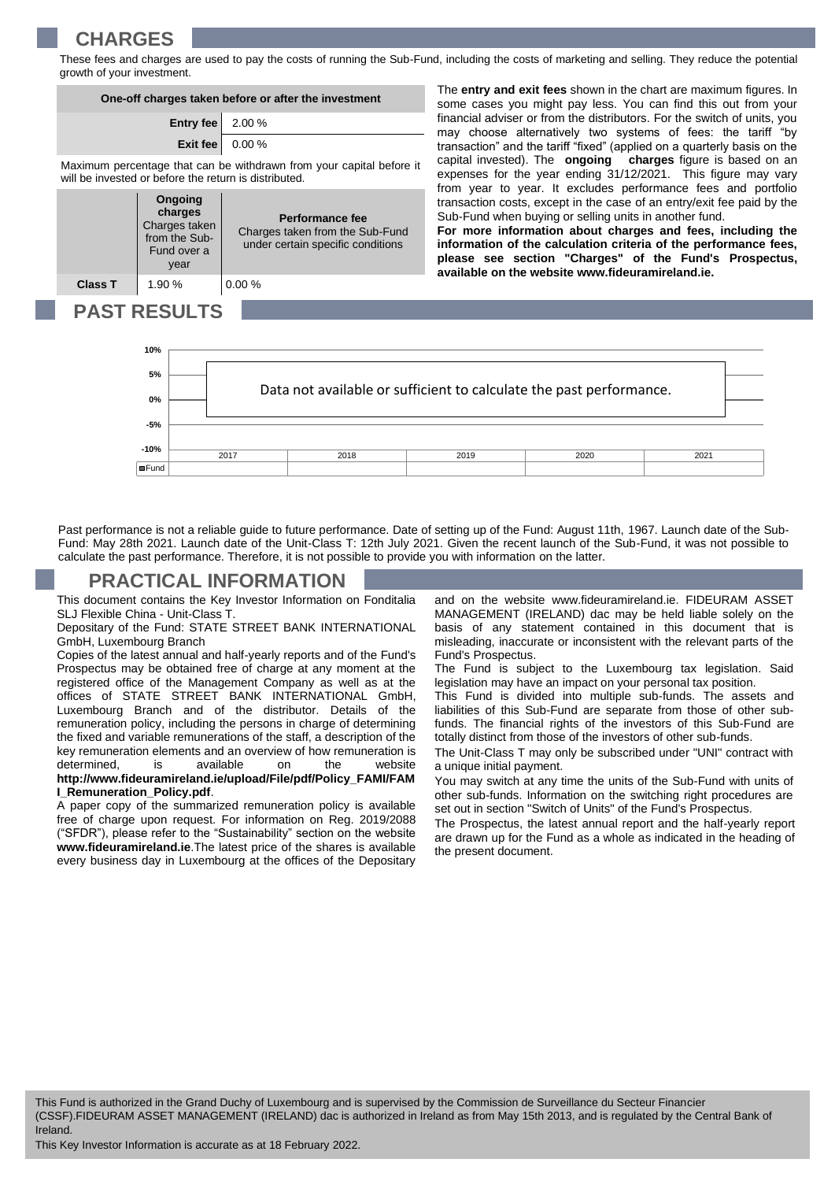## CHARGES

These fees and charges are used to pay the costs of running the Sub-Fund, including the costs of marketing and selling. They reduce the potential growth of your investment.

| One-off charges taken before or after the investment | |
|---|---|
| **Entry fee** | 2.00 % |
| **Exit fee** | 0.00 % |

Maximum percentage that can be withdrawn from your capital before it will be invested or before the return is distributed.

| | **Ongoing charges** Charges taken from the Sub-Fund over a year | **Performance fee** Charges taken from the Sub-Fund under certain specific conditions |
|---|---|---|
| **Class T** | 1.90 % | 0.00 % |

The **entry and exit fees** shown in the chart are maximum figures. In some cases you might pay less. You can find this out from your financial adviser or from the distributors. For the switch of units, you may choose alternatively two systems of fees: the tariff "by transaction" and the tariff "fixed" (applied on a quarterly basis on the capital invested). The **ongoing charges** figure is based on an expenses for the year ending 31/12/2021. This figure may vary from year to year. It excludes performance fees and portfolio transaction costs, except in the case of an entry/exit fee paid by the Sub-Fund when buying or selling units in another fund.

**For more information about charges and fees, including the information of the calculation criteria of the performance fees, please see section "Charges" of the Fund's Prospectus, available on the website www.fideuramireland.ie.**

## PAST RESULTS

10%
5%
0%
-5%
-10%

Data not available or sufficient to calculate the past performance.

2017
2018
2019
2020
2021
Fund

Past performance is not a reliable guide to future performance. Date of setting up of the Fund: August 11th, 1967. Launch date of the Sub-Fund: May 28th 2021. Launch date of the Unit-Class T: 12th July 2021. Given the recent launch of the Sub-Fund, it was not possible to calculate the past performance. Therefore, it is not possible to provide you with information on the latter.

## PRACTICAL INFORMATION

This document contains the Key Investor Information on Fonditalia SLJ Flexible China - Unit-Class T.

Depositary of the Fund: STATE STREET BANK INTERNATIONAL GmbH, Luxembourg Branch

Copies of the latest annual and half-yearly reports and of the Fund's Prospectus may be obtained free of charge at any moment at the registered office of the Management Company as well as at the offices of STATE STREET BANK INTERNATIONAL GmbH, Luxembourg Branch and of the distributor. Details of the remuneration policy, including the persons in charge of determining the fixed and variable remunerations of the staff, a description of the key remuneration elements and an overview of how remuneration is determined, is available on the website **http://www.fideuramireland.ie/upload/File/pdf/Policy_FAMI/FAMI_Remuneration_Policy.pdf**.

A paper copy of the summarized remuneration policy is available free of charge upon request. For information on Reg. 2019/2088 ("SFDR"), please refer to the "Sustainability" section on the website **www.fideuramireland.ie**.The latest price of the shares is available every business day in Luxembourg at the offices of the Depositary and on the website www.fideuramireland.ie. FIDEURAM ASSET MANAGEMENT (IRELAND) dac may be held liable solely on the basis of any statement contained in this document that is misleading, inaccurate or inconsistent with the relevant parts of the Fund's Prospectus.

The Fund is subject to the Luxembourg tax legislation. Said legislation may have an impact on your personal tax position.

This Fund is divided into multiple sub-funds. The assets and liabilities of this Sub-Fund are separate from those of other sub-funds. The financial rights of the investors of this Sub-Fund are totally distinct from those of the investors of other sub-funds.

The Unit-Class T may only be subscribed under "UNI" contract with a unique initial payment.

You may switch at any time the units of the Sub-Fund with units of other sub-funds. Information on the switching right procedures are set out in section "Switch of Units" of the Fund's Prospectus.

The Prospectus, the latest annual report and the half-yearly report are drawn up for the Fund as a whole as indicated in the heading of the present document.

This Fund is authorized in the Grand Duchy of Luxembourg and is supervised by the Commission de Surveillance du Secteur Financier (CSSF).FIDEURAM ASSET MANAGEMENT (IRELAND) dac is authorized in Ireland as from May 15th 2013, and is regulated by the Central Bank of Ireland.

This Key Investor Information is accurate as at 18 February 2022.